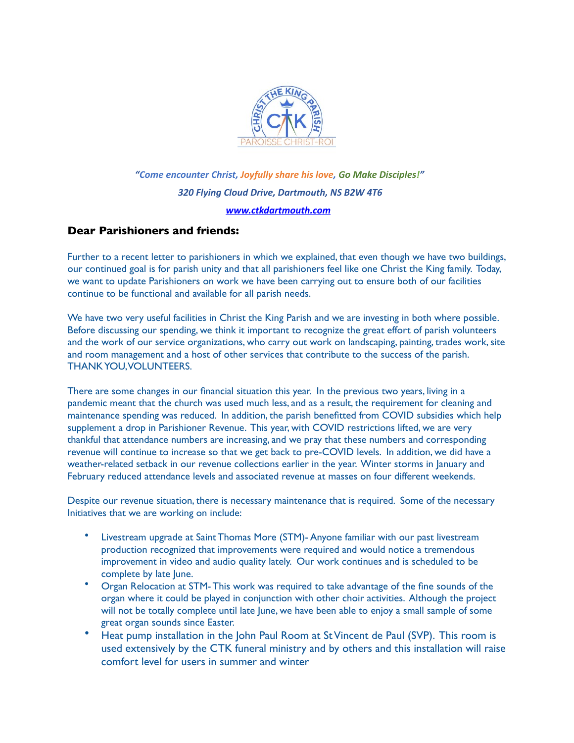*"Come encounter Christ, Joyfully share his love, Go Make Disciples!"*

*320 Flying Cloud Drive, Dartmouth, NS B2W 4T6*

*www.ctkdartmouth.com*

**Dear Parishioners and friends:**

Further to a recent letter to parishioners in which we explained, that even though we have two buildings, our continued goal is for parish unity and that all parishioners feel like one Christ the King family. Today, we want to update Parishioners on work we have been carrying out to ensure both of our facilities continue to be functional and available for all parish needs.

We have two very useful facilities in Christ the King Parish and we are investing in both where possible. Before discussing our spending, we think it important to recognize the great effort of parish volunteers and the work of our service organizations, who carry out work on landscaping, painting, trades work, site and room management and a host of other services that contribute to the success of the parish. THANK YOU, VOLUNTEERS.

There are some changes in our financial situation this year. In the previous two years, living in a pandemic meant that the church was used much less, and as a result, the requirement for cleaning and maintenance spending was reduced. In addition, the parish benefitted from COVID subsidies which help supplement a drop in Parishioner Revenue. This year, with COVID restrictions lifted, we are very thankful that attendance numbers are increasing, and we pray that these numbers and corresponding revenue will continue to increase so that we get back to pre-COVID levels. In addition, we did have a weather-related setback in our revenue collections earlier in the year. Winter storms in January and February reduced attendance levels and associated revenue at masses on four different weekends.

Despite our revenue situation, there is necessary maintenance that is required. Some of the necessary Initiatives that we are working on include:

- Livestream upgrade at Saint Thomas More (STM)- Anyone familiar with our past livestream production recognized that improvements were required and would notice a tremendous improvement in video and audio quality lately. Our work continues and is scheduled to be complete by late June.
- Organ Relocation at STM- This work was required to take advantage of the fine sounds of the organ where it could be played in conjunction with other choir activities. Although the project will not be totally complete until late June, we have been able to enjoy a small sample of some great organ sounds since Easter.
- Heat pump installation in the John Paul Room at St Vincent de Paul (SVP). This room is used extensively by the CTK funeral ministry and by others and this installation will raise comfort level for users in summer and winter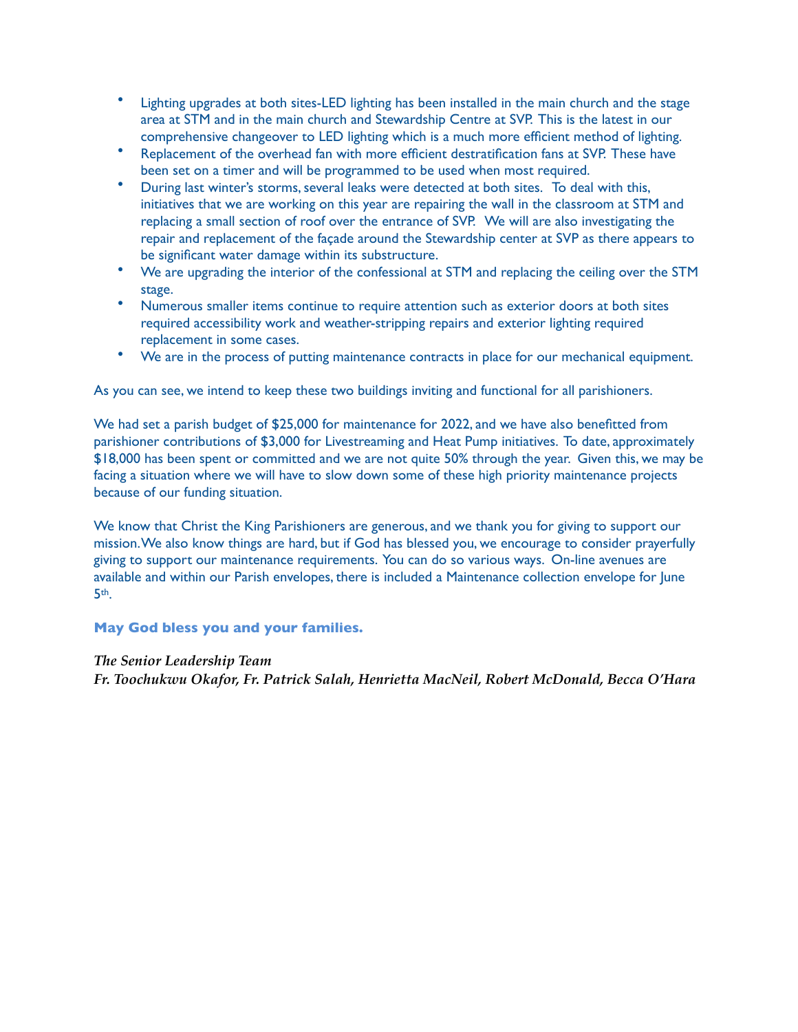- Lighting upgrades at both sites-LED lighting has been installed in the main church and the stage area at STM and in the main church and Stewardship Centre at SVP. This is the latest in our comprehensive changeover to LED lighting which is a much more efficient method of lighting.
- Replacement of the overhead fan with more efficient destratification fans at SVP. These have been set on a timer and will be programmed to be used when most required.
- During last winter's storms, several leaks were detected at both sites. To deal with this, initiatives that we are working on this year are repairing the wall in the classroom at STM and replacing a small section of roof over the entrance of SVP. We will are also investigating the repair and replacement of the façade around the Stewardship center at SVP as there appears to be significant water damage within its substructure.
- We are upgrading the interior of the confessional at STM and replacing the ceiling over the STM stage.
- Numerous smaller items continue to require attention such as exterior doors at both sites required accessibility work and weather-stripping repairs and exterior lighting required replacement in some cases.
- We are in the process of putting maintenance contracts in place for our mechanical equipment.

As you can see, we intend to keep these two buildings inviting and functional for all parishioners.

We had set a parish budget of $25,000 for maintenance for 2022, and we have also benefitted from parishioner contributions of $3,000 for Livestreaming and Heat Pump initiatives. To date, approximately $18,000 has been spent or committed and we are not quite 50% through the year. Given this, we may be facing a situation where we will have to slow down some of these high priority maintenance projects because of our funding situation.

We know that Christ the King Parishioners are generous, and we thank you for giving to support our mission. We also know things are hard, but if God has blessed you, we encourage to consider prayerfully giving to support our maintenance requirements. You can do so various ways. On-line avenues are available and within our Parish envelopes, there is included a Maintenance collection envelope for June 5th.

**May God bless you and your families.**

***The Senior Leadership Team***
***Fr. Toochukwu Okafor, Fr. Patrick Salah, Henrietta MacNeil, Robert McDonald, Becca O'Hara***